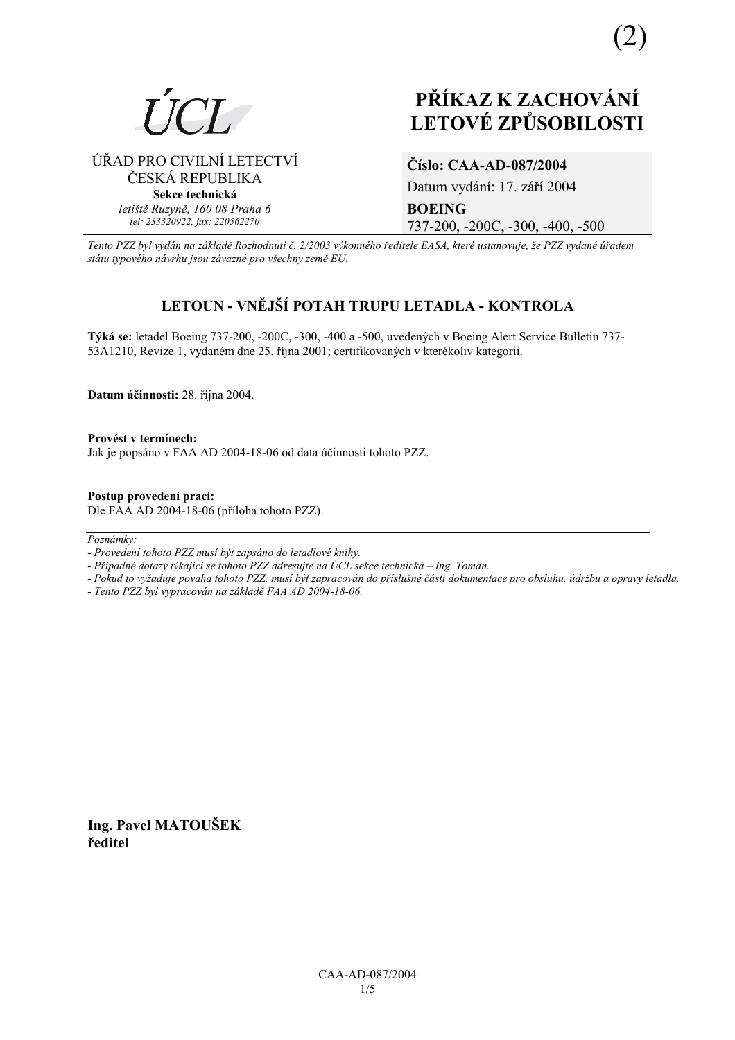(2)

ÚCL

ÚŘAD PRO CIVILNÍ LETECTVÍ
ČESKÁ REPUBLIKA
**Sekce technická**
*letiště Ruzyně, 160 08 Praha 6*
*tel: 233320922, fax: 220562270*

# PŘÍKAZ K ZACHOVÁNÍ LETOVÉ ZPŮSOBILOSTI

**Číslo: CAA-AD-087/2004**
Datum vydání: 17. září 2004
**BOEING**
737-200, -200C, -300, -400, -500

*Tento PZZ byl vydán na základě Rozhodnutí č. 2/2003 výkonného ředitele EASA, které ustanovuje, že PZZ vydané úřadem státu typového návrhu jsou závazné pro všechny země EU.*

## LETOUN - VNĚJŠÍ POTAH TRUPU LETADLA - KONTROLA

**Týká se:** letadel Boeing 737-200, -200C, -300, -400 a -500, uvedených v Boeing Alert Service Bulletin 737-53A1210, Revize 1, vydaném dne 25. října 2001; certifikovaných v kterékoliv kategorii.

**Datum účinnosti:** 28. října 2004.

**Provést v termínech:**
Jak je popsáno v FAA AD 2004-18-06 od data účinnosti tohoto PZZ.

**Postup provedení prací:**
Dle FAA AD 2004-18-06 (příloha tohoto PZZ).

---

*Poznámky:*
*- Provedení tohoto PZZ musí být zapsáno do letadlové knihy.*
*- Případné dotazy týkající se tohoto PZZ adresujte na ÚCL sekce technická – Ing. Toman.*
*- Pokud to vyžaduje povaha tohoto PZZ, musí být zapracován do příslušné části dokumentace pro obsluhu, údržbu a opravy letadla.*
*- Tento PZZ byl vypracován na základě FAA AD 2004-18-06.*

**Ing. Pavel MATOUŠEK**
**ředitel**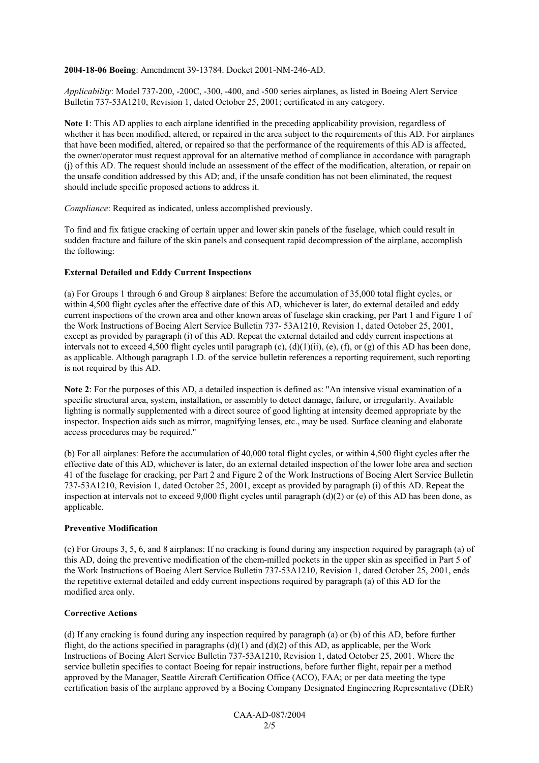**2004-18-06 Boeing**: Amendment 39-13784. Docket 2001-NM-246-AD.

*Applicability*: Model 737-200, -200C, -300, -400, and -500 series airplanes, as listed in Boeing Alert Service Bulletin 737-53A1210, Revision 1, dated October 25, 2001; certificated in any category.

**Note 1**: This AD applies to each airplane identified in the preceding applicability provision, regardless of whether it has been modified, altered, or repaired in the area subject to the requirements of this AD. For airplanes that have been modified, altered, or repaired so that the performance of the requirements of this AD is affected, the owner/operator must request approval for an alternative method of compliance in accordance with paragraph (j) of this AD. The request should include an assessment of the effect of the modification, alteration, or repair on the unsafe condition addressed by this AD; and, if the unsafe condition has not been eliminated, the request should include specific proposed actions to address it.

*Compliance*: Required as indicated, unless accomplished previously.

To find and fix fatigue cracking of certain upper and lower skin panels of the fuselage, which could result in sudden fracture and failure of the skin panels and consequent rapid decompression of the airplane, accomplish the following:

**External Detailed and Eddy Current Inspections**

(a) For Groups 1 through 6 and Group 8 airplanes: Before the accumulation of 35,000 total flight cycles, or within 4,500 flight cycles after the effective date of this AD, whichever is later, do external detailed and eddy current inspections of the crown area and other known areas of fuselage skin cracking, per Part 1 and Figure 1 of the Work Instructions of Boeing Alert Service Bulletin 737- 53A1210, Revision 1, dated October 25, 2001, except as provided by paragraph (i) of this AD. Repeat the external detailed and eddy current inspections at intervals not to exceed 4,500 flight cycles until paragraph (c), (d)(1)(ii), (e), (f), or (g) of this AD has been done, as applicable. Although paragraph 1.D. of the service bulletin references a reporting requirement, such reporting is not required by this AD.

**Note 2**: For the purposes of this AD, a detailed inspection is defined as: "An intensive visual examination of a specific structural area, system, installation, or assembly to detect damage, failure, or irregularity. Available lighting is normally supplemented with a direct source of good lighting at intensity deemed appropriate by the inspector. Inspection aids such as mirror, magnifying lenses, etc., may be used. Surface cleaning and elaborate access procedures may be required."

(b) For all airplanes: Before the accumulation of 40,000 total flight cycles, or within 4,500 flight cycles after the effective date of this AD, whichever is later, do an external detailed inspection of the lower lobe area and section 41 of the fuselage for cracking, per Part 2 and Figure 2 of the Work Instructions of Boeing Alert Service Bulletin 737-53A1210, Revision 1, dated October 25, 2001, except as provided by paragraph (i) of this AD. Repeat the inspection at intervals not to exceed 9,000 flight cycles until paragraph (d)(2) or (e) of this AD has been done, as applicable.

**Preventive Modification**

(c) For Groups 3, 5, 6, and 8 airplanes: If no cracking is found during any inspection required by paragraph (a) of this AD, doing the preventive modification of the chem-milled pockets in the upper skin as specified in Part 5 of the Work Instructions of Boeing Alert Service Bulletin 737-53A1210, Revision 1, dated October 25, 2001, ends the repetitive external detailed and eddy current inspections required by paragraph (a) of this AD for the modified area only.

**Corrective Actions**

(d) If any cracking is found during any inspection required by paragraph (a) or (b) of this AD, before further flight, do the actions specified in paragraphs (d)(1) and (d)(2) of this AD, as applicable, per the Work Instructions of Boeing Alert Service Bulletin 737-53A1210, Revision 1, dated October 25, 2001. Where the service bulletin specifies to contact Boeing for repair instructions, before further flight, repair per a method approved by the Manager, Seattle Aircraft Certification Office (ACO), FAA; or per data meeting the type certification basis of the airplane approved by a Boeing Company Designated Engineering Representative (DER)

CAA-AD-087/2004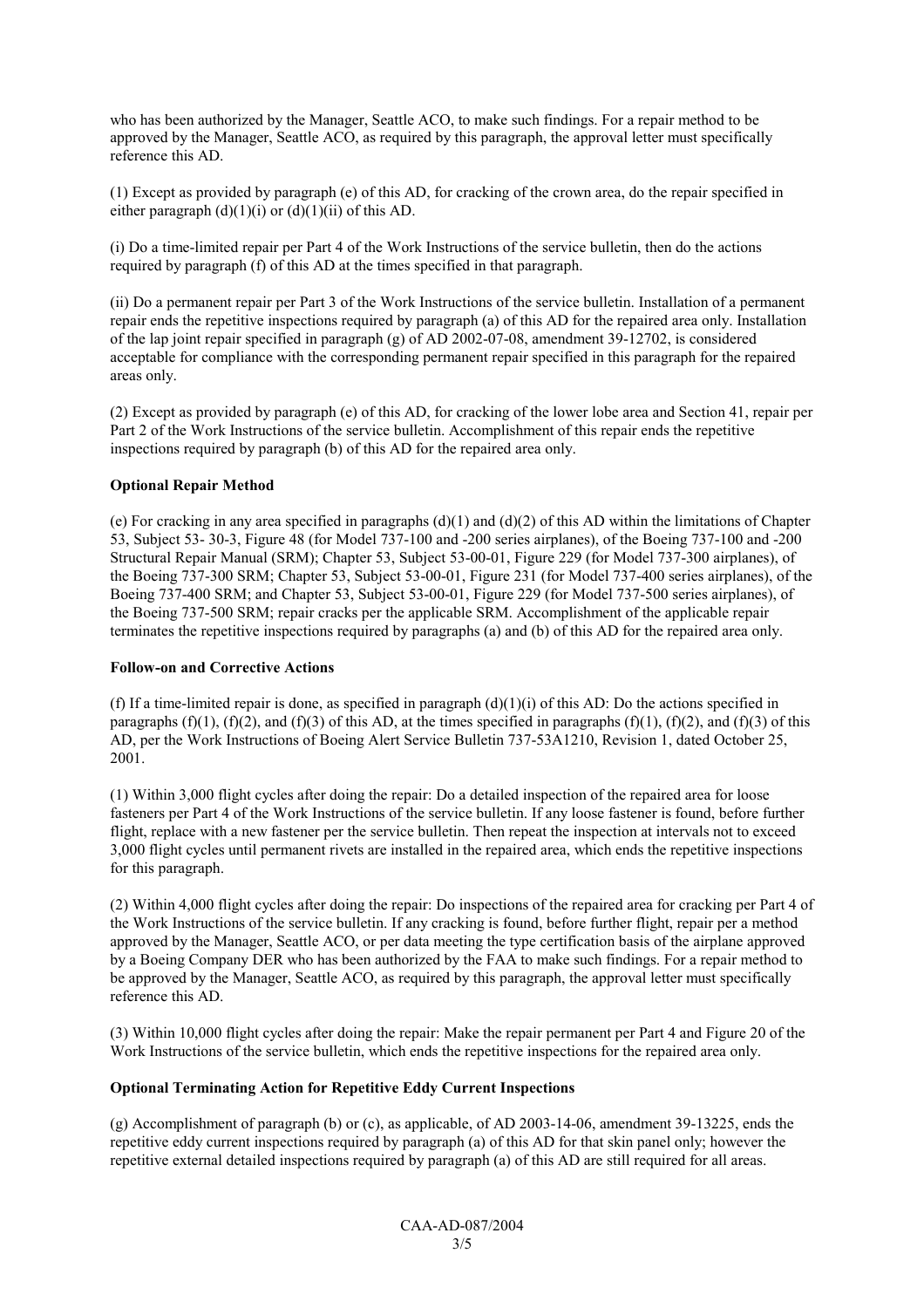who has been authorized by the Manager, Seattle ACO, to make such findings. For a repair method to be approved by the Manager, Seattle ACO, as required by this paragraph, the approval letter must specifically reference this AD.

(1) Except as provided by paragraph (e) of this AD, for cracking of the crown area, do the repair specified in either paragraph (d)(1)(i) or (d)(1)(ii) of this AD.

(i) Do a time-limited repair per Part 4 of the Work Instructions of the service bulletin, then do the actions required by paragraph (f) of this AD at the times specified in that paragraph.

(ii) Do a permanent repair per Part 3 of the Work Instructions of the service bulletin. Installation of a permanent repair ends the repetitive inspections required by paragraph (a) of this AD for the repaired area only. Installation of the lap joint repair specified in paragraph (g) of AD 2002-07-08, amendment 39-12702, is considered acceptable for compliance with the corresponding permanent repair specified in this paragraph for the repaired areas only.

(2) Except as provided by paragraph (e) of this AD, for cracking of the lower lobe area and Section 41, repair per Part 2 of the Work Instructions of the service bulletin. Accomplishment of this repair ends the repetitive inspections required by paragraph (b) of this AD for the repaired area only.

**Optional Repair Method**

(e) For cracking in any area specified in paragraphs (d)(1) and (d)(2) of this AD within the limitations of Chapter 53, Subject 53- 30-3, Figure 48 (for Model 737-100 and -200 series airplanes), of the Boeing 737-100 and -200 Structural Repair Manual (SRM); Chapter 53, Subject 53-00-01, Figure 229 (for Model 737-300 airplanes), of the Boeing 737-300 SRM; Chapter 53, Subject 53-00-01, Figure 231 (for Model 737-400 series airplanes), of the Boeing 737-400 SRM; and Chapter 53, Subject 53-00-01, Figure 229 (for Model 737-500 series airplanes), of the Boeing 737-500 SRM; repair cracks per the applicable SRM. Accomplishment of the applicable repair terminates the repetitive inspections required by paragraphs (a) and (b) of this AD for the repaired area only.

**Follow-on and Corrective Actions**

(f) If a time-limited repair is done, as specified in paragraph (d)(1)(i) of this AD: Do the actions specified in paragraphs (f)(1), (f)(2), and (f)(3) of this AD, at the times specified in paragraphs (f)(1), (f)(2), and (f)(3) of this AD, per the Work Instructions of Boeing Alert Service Bulletin 737-53A1210, Revision 1, dated October 25, 2001.

(1) Within 3,000 flight cycles after doing the repair: Do a detailed inspection of the repaired area for loose fasteners per Part 4 of the Work Instructions of the service bulletin. If any loose fastener is found, before further flight, replace with a new fastener per the service bulletin. Then repeat the inspection at intervals not to exceed 3,000 flight cycles until permanent rivets are installed in the repaired area, which ends the repetitive inspections for this paragraph.

(2) Within 4,000 flight cycles after doing the repair: Do inspections of the repaired area for cracking per Part 4 of the Work Instructions of the service bulletin. If any cracking is found, before further flight, repair per a method approved by the Manager, Seattle ACO, or per data meeting the type certification basis of the airplane approved by a Boeing Company DER who has been authorized by the FAA to make such findings. For a repair method to be approved by the Manager, Seattle ACO, as required by this paragraph, the approval letter must specifically reference this AD.

(3) Within 10,000 flight cycles after doing the repair: Make the repair permanent per Part 4 and Figure 20 of the Work Instructions of the service bulletin, which ends the repetitive inspections for the repaired area only.

**Optional Terminating Action for Repetitive Eddy Current Inspections**

(g) Accomplishment of paragraph (b) or (c), as applicable, of AD 2003-14-06, amendment 39-13225, ends the repetitive eddy current inspections required by paragraph (a) of this AD for that skin panel only; however the repetitive external detailed inspections required by paragraph (a) of this AD are still required for all areas.

CAA-AD-087/2004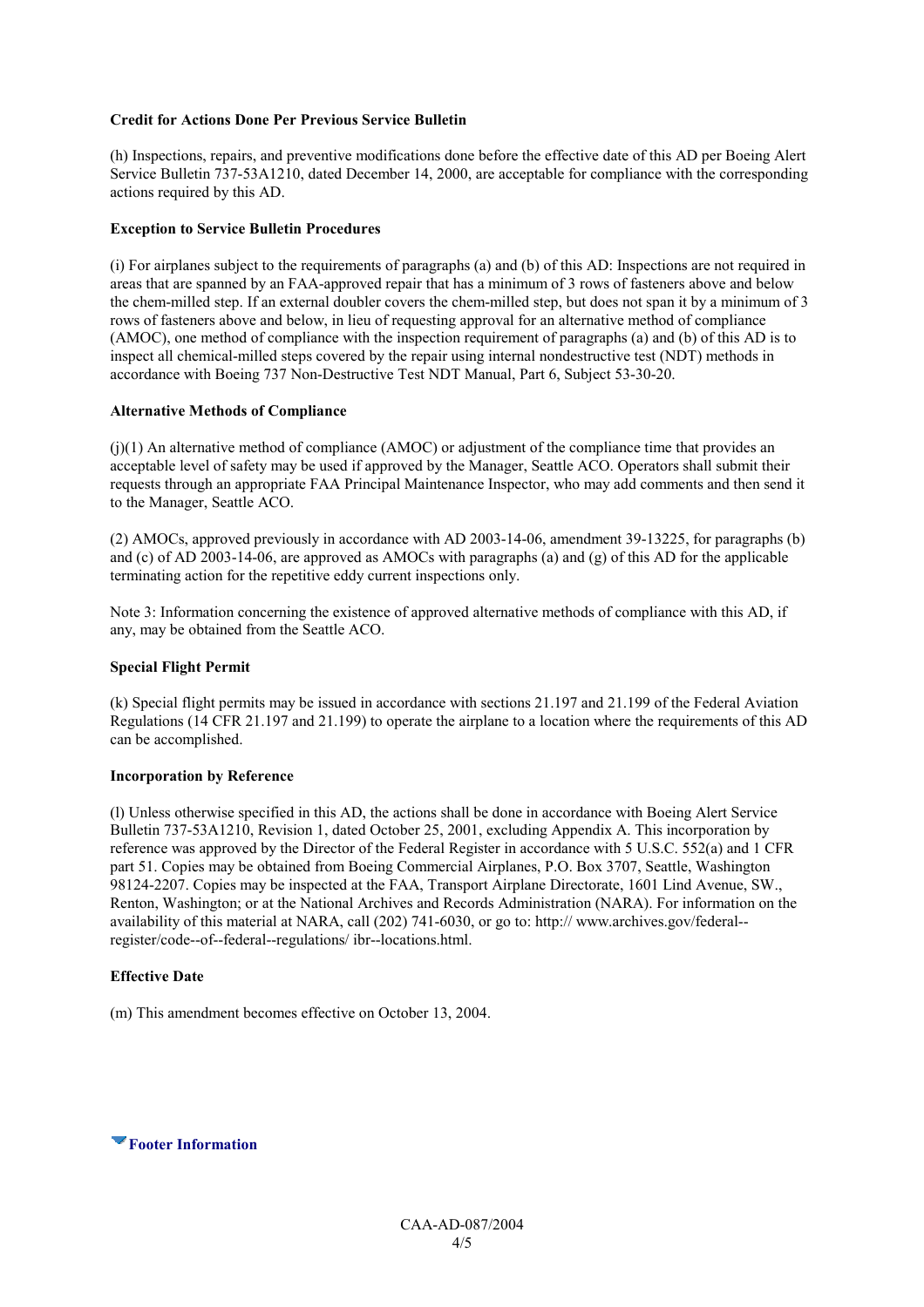**Credit for Actions Done Per Previous Service Bulletin**

(h) Inspections, repairs, and preventive modifications done before the effective date of this AD per Boeing Alert Service Bulletin 737-53A1210, dated December 14, 2000, are acceptable for compliance with the corresponding actions required by this AD.

**Exception to Service Bulletin Procedures**

(i) For airplanes subject to the requirements of paragraphs (a) and (b) of this AD: Inspections are not required in areas that are spanned by an FAA-approved repair that has a minimum of 3 rows of fasteners above and below the chem-milled step. If an external doubler covers the chem-milled step, but does not span it by a minimum of 3 rows of fasteners above and below, in lieu of requesting approval for an alternative method of compliance (AMOC), one method of compliance with the inspection requirement of paragraphs (a) and (b) of this AD is to inspect all chemical-milled steps covered by the repair using internal nondestructive test (NDT) methods in accordance with Boeing 737 Non-Destructive Test NDT Manual, Part 6, Subject 53-30-20.

**Alternative Methods of Compliance**

(j)(1) An alternative method of compliance (AMOC) or adjustment of the compliance time that provides an acceptable level of safety may be used if approved by the Manager, Seattle ACO. Operators shall submit their requests through an appropriate FAA Principal Maintenance Inspector, who may add comments and then send it to the Manager, Seattle ACO.

(2) AMOCs, approved previously in accordance with AD 2003-14-06, amendment 39-13225, for paragraphs (b) and (c) of AD 2003-14-06, are approved as AMOCs with paragraphs (a) and (g) of this AD for the applicable terminating action for the repetitive eddy current inspections only.

Note 3: Information concerning the existence of approved alternative methods of compliance with this AD, if any, may be obtained from the Seattle ACO.

**Special Flight Permit**

(k) Special flight permits may be issued in accordance with sections 21.197 and 21.199 of the Federal Aviation Regulations (14 CFR 21.197 and 21.199) to operate the airplane to a location where the requirements of this AD can be accomplished.

**Incorporation by Reference**

(l) Unless otherwise specified in this AD, the actions shall be done in accordance with Boeing Alert Service Bulletin 737-53A1210, Revision 1, dated October 25, 2001, excluding Appendix A. This incorporation by reference was approved by the Director of the Federal Register in accordance with 5 U.S.C. 552(a) and 1 CFR part 51. Copies may be obtained from Boeing Commercial Airplanes, P.O. Box 3707, Seattle, Washington 98124-2207. Copies may be inspected at the FAA, Transport Airplane Directorate, 1601 Lind Avenue, SW., Renton, Washington; or at the National Archives and Records Administration (NARA). For information on the availability of this material at NARA, call (202) 741-6030, or go to: http:// www.archives.gov/federal--register/code--of--federal--regulations/ ibr--locations.html.

**Effective Date**

(m) This amendment becomes effective on October 13, 2004.

**Footer Information**

CAA-AD-087/2004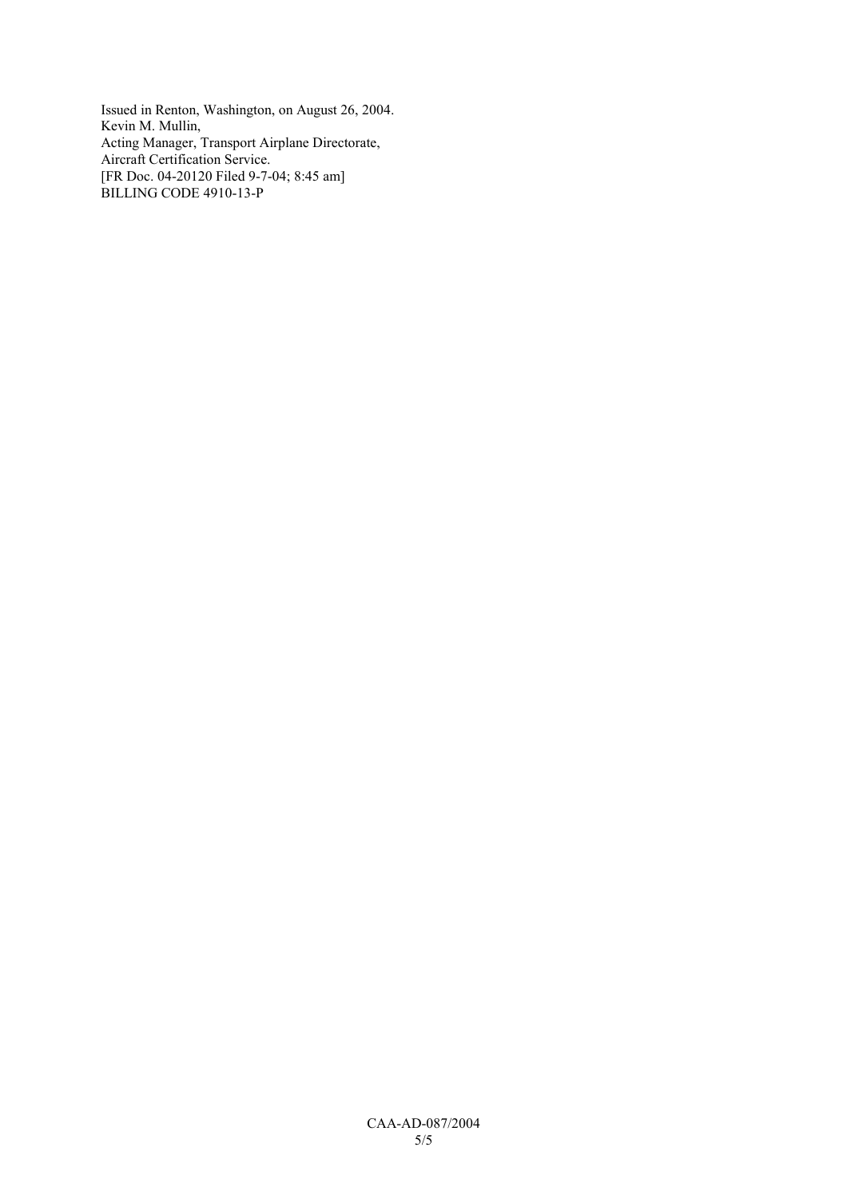Issued in Renton, Washington, on August 26, 2004.
Kevin M. Mullin,
Acting Manager, Transport Airplane Directorate,
Aircraft Certification Service.
[FR Doc. 04-20120 Filed 9-7-04; 8:45 am]
BILLING CODE 4910-13-P